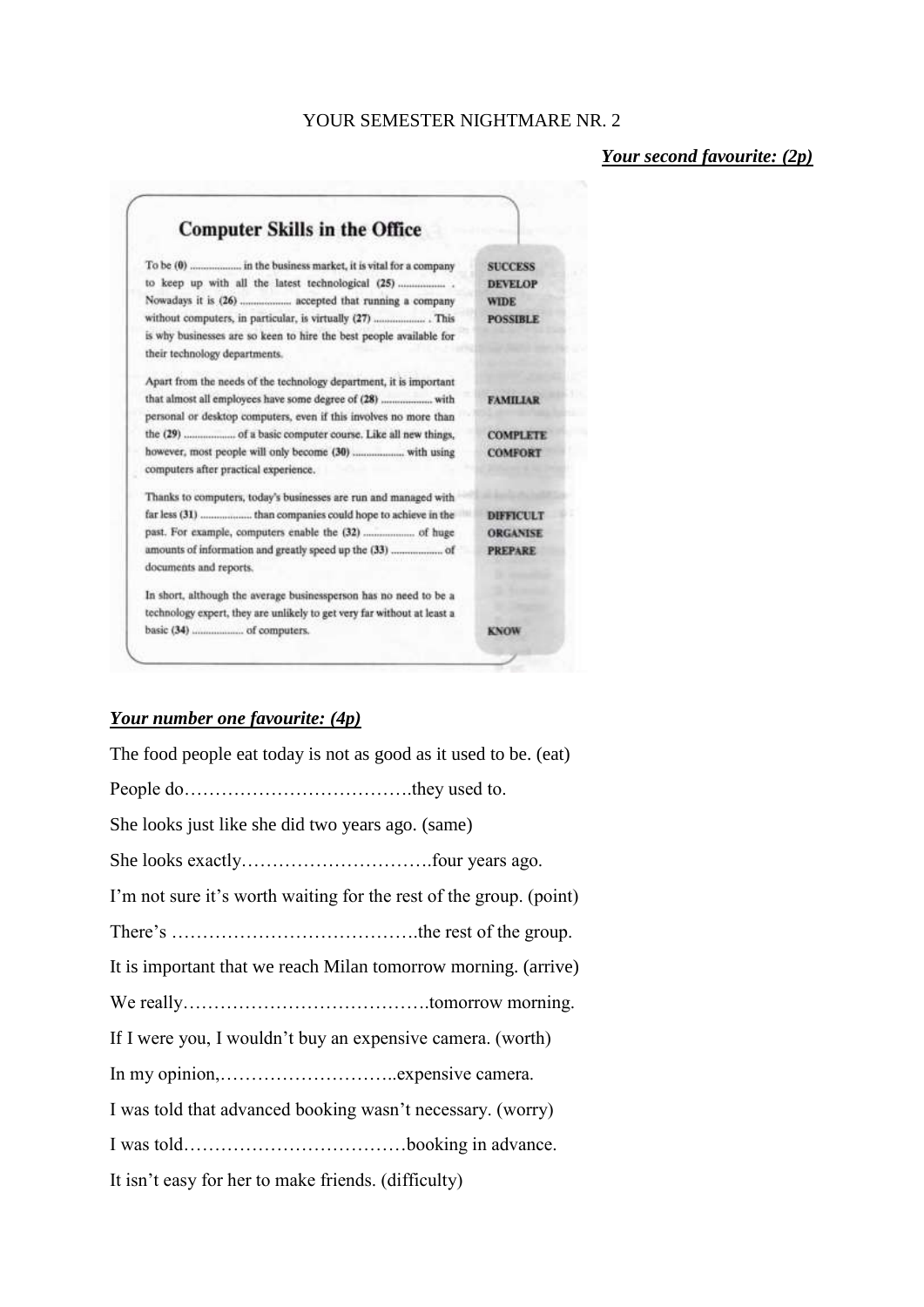YOUR SEMESTER NIGHTMARE NR. 2

***Your second favourite: (2p)***

## Computer Skills in the Office

To be (0) .................. in the business market, it is vital for a company to keep up with all the latest technological (25) .................. . Nowadays it is (26) .................. accepted that running a company without computers, in particular, is virtually (27) .................. . This is why businesses are so keen to hire the best people available for their technology departments. — **SUCCESS**, **DEVELOP**, **WIDE**, **POSSIBLE**

Apart from the needs of the technology department, it is important that almost all employees have some degree of (28) .................. with personal or desktop computers, even if this involves no more than the (29) .................. of a basic computer course. Like all new things, however, most people will only become (30) .................. with using computers after practical experience. — **FAMILIAR**, **COMPLETE**, **COMFORT**

Thanks to computers, today's businesses are run and managed with far less (31) .................. than companies could hope to achieve in the past. For example, computers enable the (32) .................. of huge amounts of information and greatly speed up the (33) .................. of documents and reports. — **DIFFICULT**, **ORGANISE**, **PREPARE**

In short, although the average businessperson has no need to be a technology expert, they are unlikely to get very far without at least a basic (34) .................. of computers. — **KNOW**

***Your number one favourite: (4p)***

The food people eat today is not as good as it used to be. (eat)

People do……………………………….they used to.

She looks just like she did two years ago. (same)

She looks exactly………………………….four years ago.

I'm not sure it's worth waiting for the rest of the group. (point)

There's ………………………………….the rest of the group.

It is important that we reach Milan tomorrow morning. (arrive)

We really………………………………….tomorrow morning.

If I were you, I wouldn't buy an expensive camera. (worth)

In my opinion,………………………..expensive camera.

I was told that advanced booking wasn't necessary. (worry)

I was told………………………………booking in advance.

It isn't easy for her to make friends. (difficulty)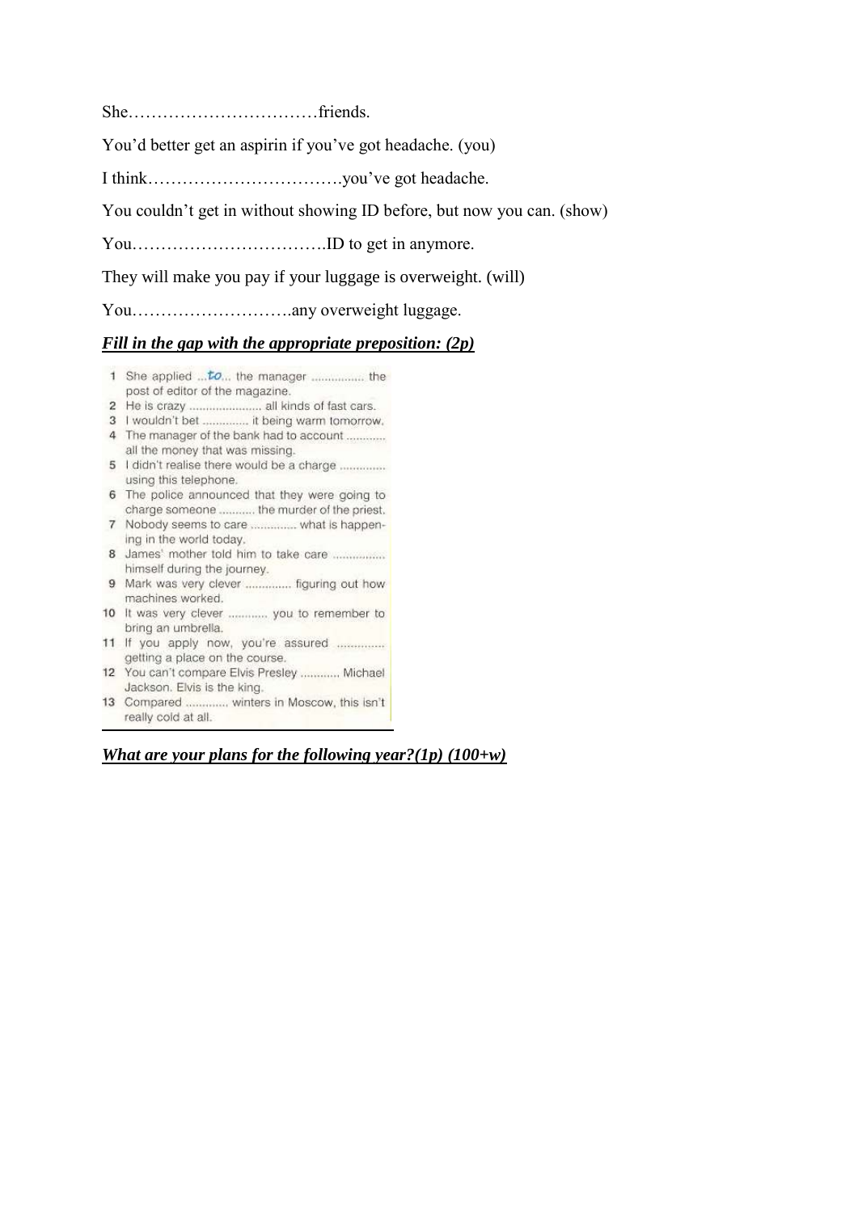She……………………………friends.

You'd better get an aspirin if you've got headache. (you)

I think…………………………….you've got headache.

You couldn't get in without showing ID before, but now you can. (show)

You…………………………….ID to get in anymore.

They will make you pay if your luggage is overweight. (will)

You……………………….any overweight luggage.

***Fill in the gap with the appropriate preposition: (2p)***

1 She applied ...*to*... the manager ............... the post of editor of the magazine.
2 He is crazy ..................... all kinds of fast cars.
3 I wouldn't bet ............. it being warm tomorrow.
4 The manager of the bank had to account ........... all the money that was missing.
5 I didn't realise there would be a charge ............. using this telephone.
6 The police announced that they were going to charge someone .......... the murder of the priest.
7 Nobody seems to care ............. what is happening in the world today.
8 James' mother told him to take care ............... himself during the journey.
9 Mark was very clever ............. figuring out how machines worked.
10 It was very clever ........... you to remember to bring an umbrella.
11 If you apply now, you're assured ............. getting a place on the course.
12 You can't compare Elvis Presley ........... Michael Jackson. Elvis is the king.
13 Compared ............ winters in Moscow, this isn't really cold at all.

***What are your plans for the following year?(1p) (100+w)***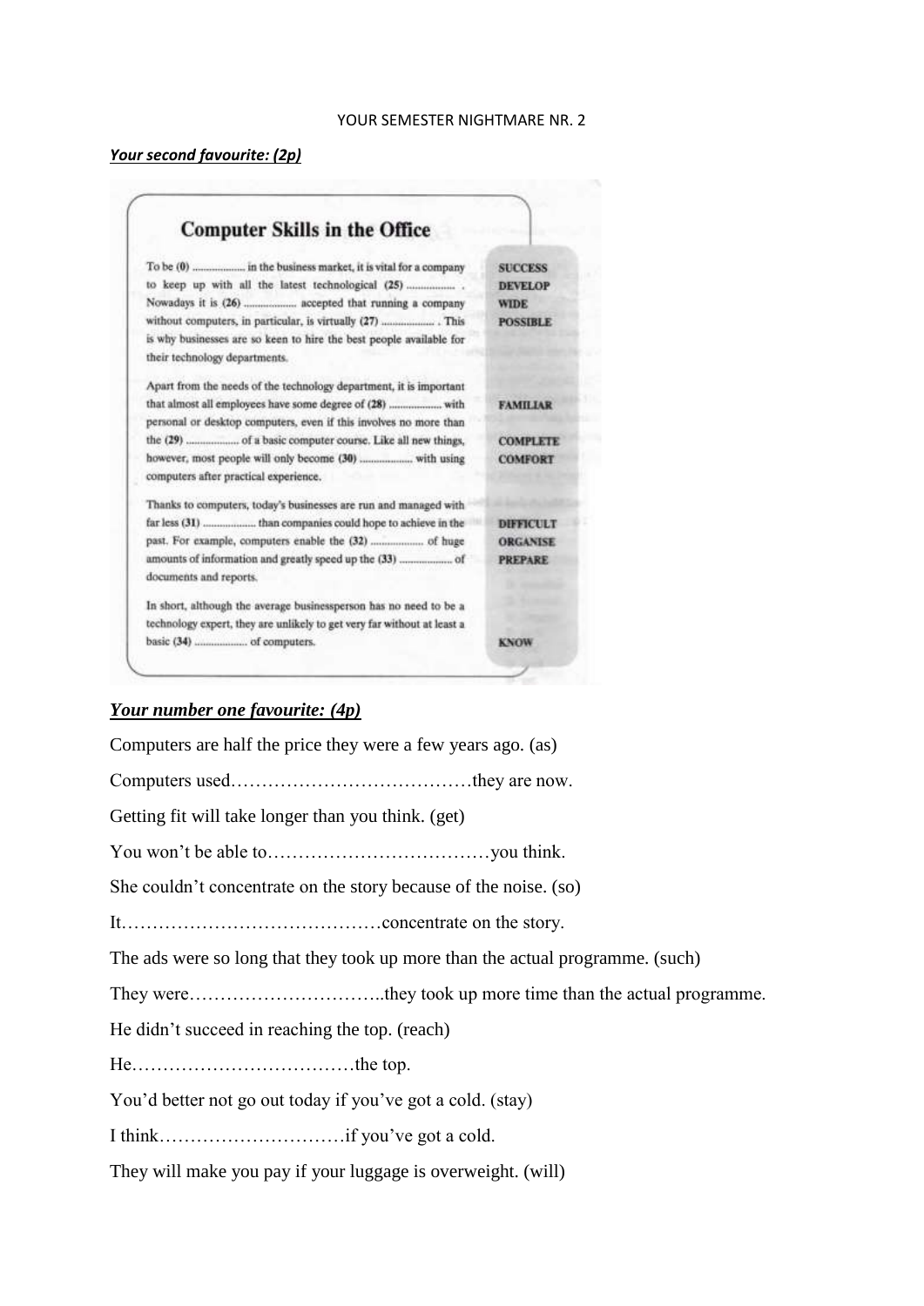YOUR SEMESTER NIGHTMARE NR. 2

***Your second favourite: (2p)***

## Computer Skills in the Office

| | |
|---|---|
| To be (0) .................. in the business market, it is vital for a company to keep up with all the latest technological (25) ................. . Nowadays it is (26) .................. accepted that running a company without computers, in particular, is virtually (27) .................. . This is why businesses are so keen to hire the best people available for their technology departments. | SUCCESS<br>DEVELOP<br>WIDE<br>POSSIBLE |
| Apart from the needs of the technology department, it is important that almost all employees have some degree of (28) .................. with personal or desktop computers, even if this involves no more than the (29) .................. of a basic computer course. Like all new things, however, most people will only become (30) .................. with using computers after practical experience. | FAMILIAR<br>COMPLETE<br>COMFORT |
| Thanks to computers, today's businesses are run and managed with far less (31) .................. than companies could hope to achieve in the past. For example, computers enable the (32) .................. of huge amounts of information and greatly speed up the (33) .................. of documents and reports. | DIFFICULT<br>ORGANISE<br>PREPARE |
| In short, although the average businessperson has no need to be a technology expert, they are unlikely to get very far without at least a basic (34) .................. of computers. | KNOW |

***Your number one favourite: (4p)***

Computers are half the price they were a few years ago. (as)

Computers used…………………………………they are now.

Getting fit will take longer than you think. (get)

You won't be able to………………………………you think.

She couldn't concentrate on the story because of the noise. (so)

It……………………………………concentrate on the story.

The ads were so long that they took up more than the actual programme. (such)

They were…………………………..they took up more time than the actual programme.

He didn't succeed in reaching the top. (reach)

He………………………………the top.

You'd better not go out today if you've got a cold. (stay)

I think…………………………if you've got a cold.

They will make you pay if your luggage is overweight. (will)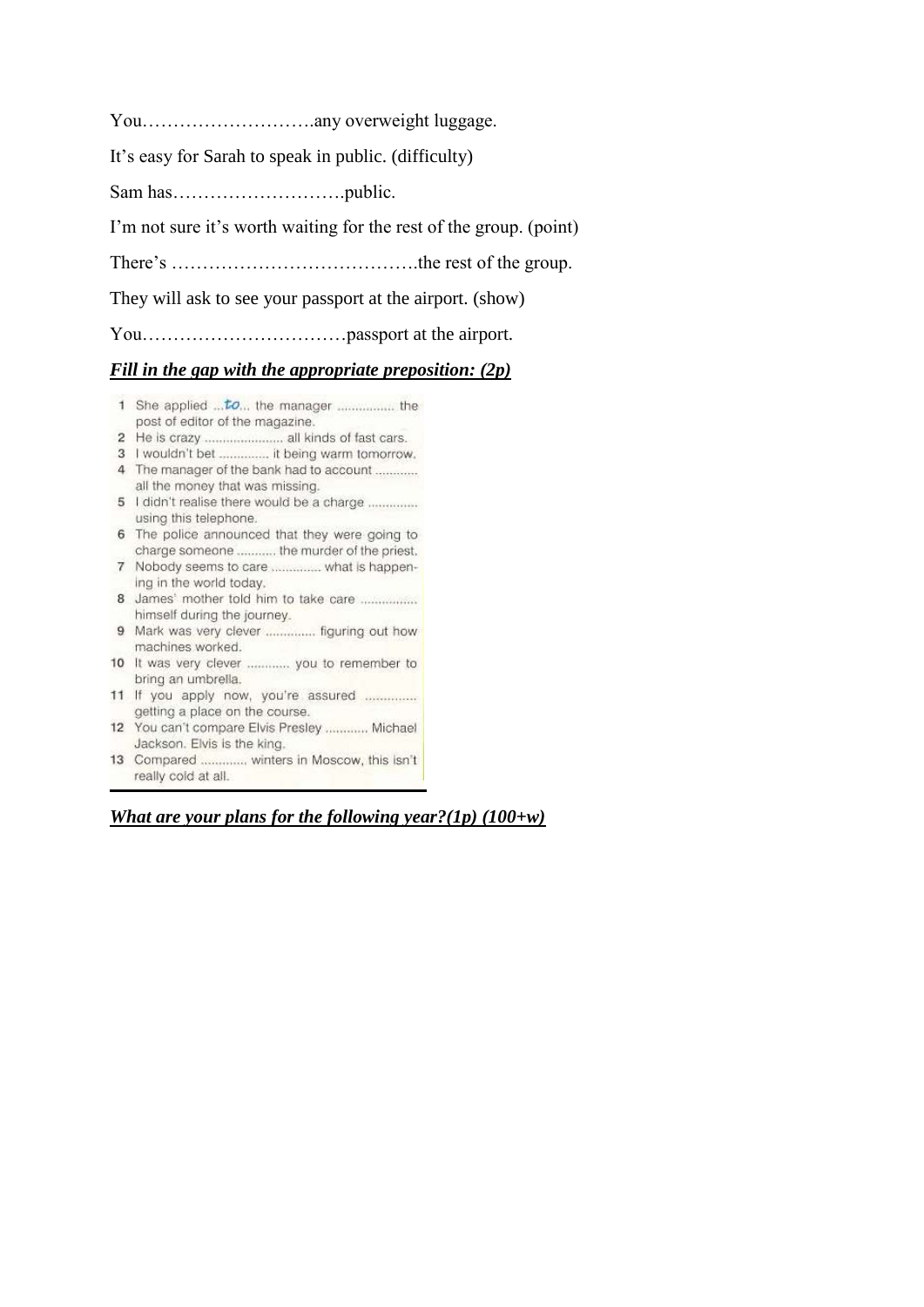You……………………….any overweight luggage.

It's easy for Sarah to speak in public. (difficulty)

Sam has……………………….public.

I'm not sure it's worth waiting for the rest of the group. (point)

There's ………………………………….the rest of the group.

They will ask to see your passport at the airport. (show)

You……………………………passport at the airport.

***Fill in the gap with the appropriate preposition: (2p)***

1 She applied ...*to*... the manager ................ the post of editor of the magazine.
2 He is crazy ...................... all kinds of fast cars.
3 I wouldn't bet .............. it being warm tomorrow.
4 The manager of the bank had to account ............ all the money that was missing.
5 I didn't realise there would be a charge .............. using this telephone.
6 The police announced that they were going to charge someone ........... the murder of the priest.
7 Nobody seems to care ............. what is happening in the world today.
8 James' mother told him to take care ................ himself during the journey.
9 Mark was very clever ............. figuring out how machines worked.
10 It was very clever ............ you to remember to bring an umbrella.
11 If you apply now, you're assured .............. getting a place on the course.
12 You can't compare Elvis Presley ............ Michael Jackson. Elvis is the king.
13 Compared ............ winters in Moscow, this isn't really cold at all.

***What are your plans for the following year?(1p) (100+w)***